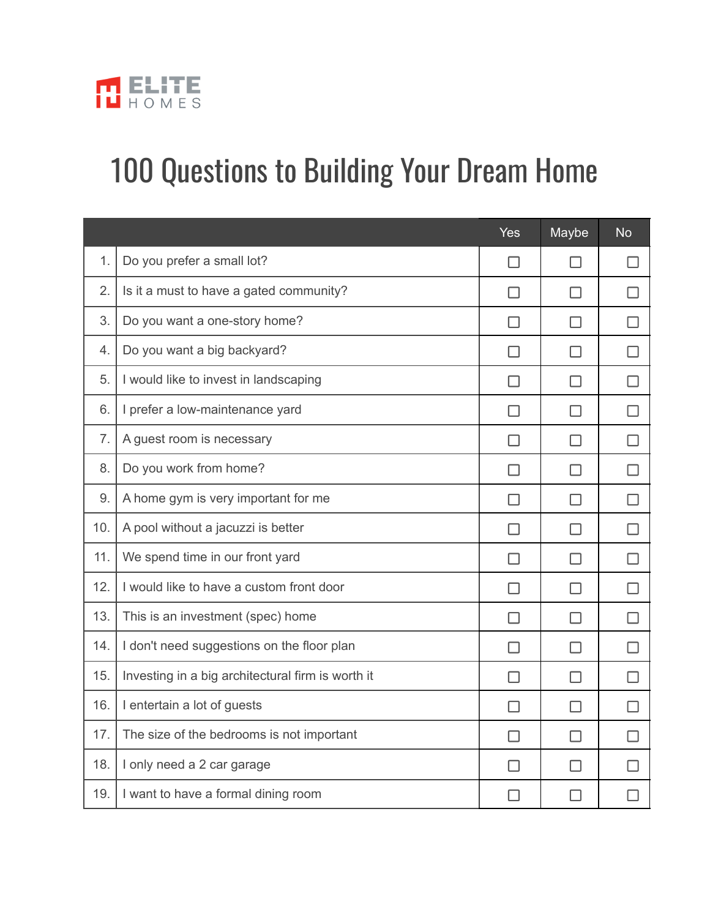ELITE HOMES

# 100 Questions to Building Your Dream Home

| | | Yes | Maybe | No |
|---|---|---|---|---|
| 1. | Do you prefer a small lot? | ☐ | ☐ | ☐ |
| 2. | Is it a must to have a gated community? | ☐ | ☐ | ☐ |
| 3. | Do you want a one-story home? | ☐ | ☐ | ☐ |
| 4. | Do you want a big backyard? | ☐ | ☐ | ☐ |
| 5. | I would like to invest in landscaping | ☐ | ☐ | ☐ |
| 6. | I prefer a low-maintenance yard | ☐ | ☐ | ☐ |
| 7. | A guest room is necessary | ☐ | ☐ | ☐ |
| 8. | Do you work from home? | ☐ | ☐ | ☐ |
| 9. | A home gym is very important for me | ☐ | ☐ | ☐ |
| 10. | A pool without a jacuzzi is better | ☐ | ☐ | ☐ |
| 11. | We spend time in our front yard | ☐ | ☐ | ☐ |
| 12. | I would like to have a custom front door | ☐ | ☐ | ☐ |
| 13. | This is an investment (spec) home | ☐ | ☐ | ☐ |
| 14. | I don't need suggestions on the floor plan | ☐ | ☐ | ☐ |
| 15. | Investing in a big architectural firm is worth it | ☐ | ☐ | ☐ |
| 16. | I entertain a lot of guests | ☐ | ☐ | ☐ |
| 17. | The size of the bedrooms is not important | ☐ | ☐ | ☐ |
| 18. | I only need a 2 car garage | ☐ | ☐ | ☐ |
| 19. | I want to have a formal dining room | ☐ | ☐ | ☐ |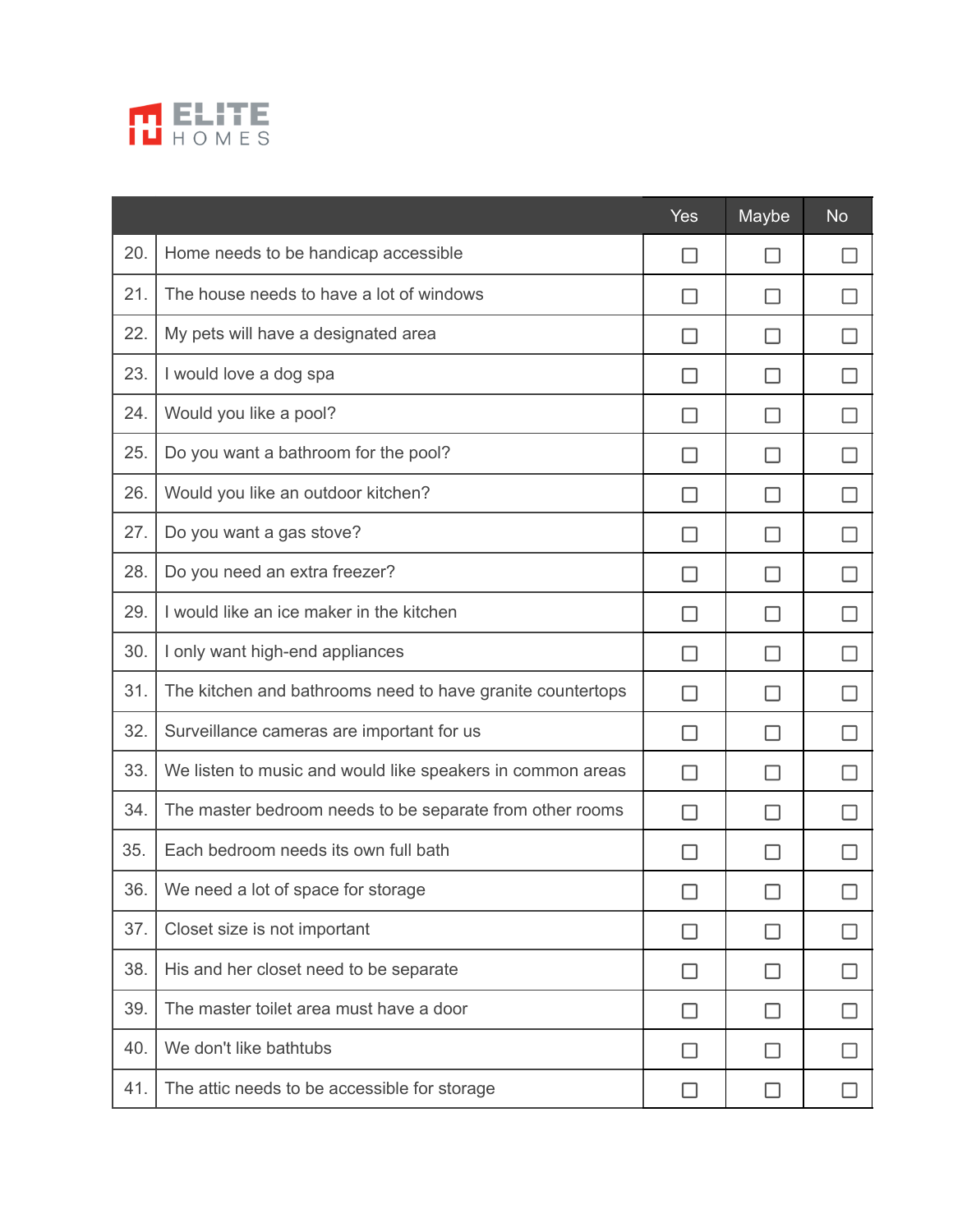ELITE HOMES

| | | Yes | Maybe | No |
|---|---|---|---|---|
| 20. | Home needs to be handicap accessible | ☐ | ☐ | ☐ |
| 21. | The house needs to have a lot of windows | ☐ | ☐ | ☐ |
| 22. | My pets will have a designated area | ☐ | ☐ | ☐ |
| 23. | I would love a dog spa | ☐ | ☐ | ☐ |
| 24. | Would you like a pool? | ☐ | ☐ | ☐ |
| 25. | Do you want a bathroom for the pool? | ☐ | ☐ | ☐ |
| 26. | Would you like an outdoor kitchen? | ☐ | ☐ | ☐ |
| 27. | Do you want a gas stove? | ☐ | ☐ | ☐ |
| 28. | Do you need an extra freezer? | ☐ | ☐ | ☐ |
| 29. | I would like an ice maker in the kitchen | ☐ | ☐ | ☐ |
| 30. | I only want high-end appliances | ☐ | ☐ | ☐ |
| 31. | The kitchen and bathrooms need to have granite countertops | ☐ | ☐ | ☐ |
| 32. | Surveillance cameras are important for us | ☐ | ☐ | ☐ |
| 33. | We listen to music and would like speakers in common areas | ☐ | ☐ | ☐ |
| 34. | The master bedroom needs to be separate from other rooms | ☐ | ☐ | ☐ |
| 35. | Each bedroom needs its own full bath | ☐ | ☐ | ☐ |
| 36. | We need a lot of space for storage | ☐ | ☐ | ☐ |
| 37. | Closet size is not important | ☐ | ☐ | ☐ |
| 38. | His and her closet need to be separate | ☐ | ☐ | ☐ |
| 39. | The master toilet area must have a door | ☐ | ☐ | ☐ |
| 40. | We don't like bathtubs | ☐ | ☐ | ☐ |
| 41. | The attic needs to be accessible for storage | ☐ | ☐ | ☐ |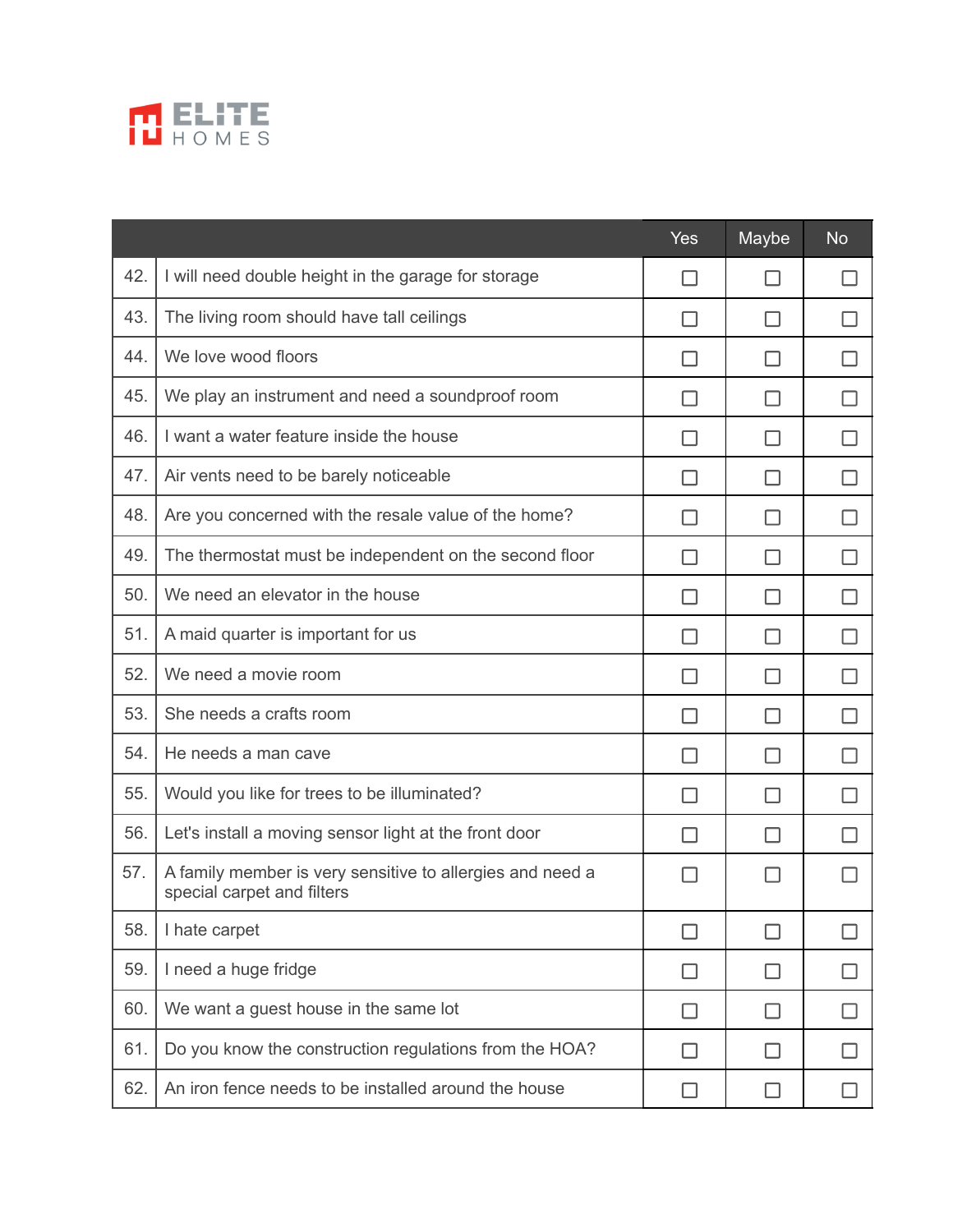ELITE HOMES

| | | Yes | Maybe | No |
|---|---|---|---|---|
| 42. | I will need double height in the garage for storage | ☐ | ☐ | ☐ |
| 43. | The living room should have tall ceilings | ☐ | ☐ | ☐ |
| 44. | We love wood floors | ☐ | ☐ | ☐ |
| 45. | We play an instrument and need a soundproof room | ☐ | ☐ | ☐ |
| 46. | I want a water feature inside the house | ☐ | ☐ | ☐ |
| 47. | Air vents need to be barely noticeable | ☐ | ☐ | ☐ |
| 48. | Are you concerned with the resale value of the home? | ☐ | ☐ | ☐ |
| 49. | The thermostat must be independent on the second floor | ☐ | ☐ | ☐ |
| 50. | We need an elevator in the house | ☐ | ☐ | ☐ |
| 51. | A maid quarter is important for us | ☐ | ☐ | ☐ |
| 52. | We need a movie room | ☐ | ☐ | ☐ |
| 53. | She needs a crafts room | ☐ | ☐ | ☐ |
| 54. | He needs a man cave | ☐ | ☐ | ☐ |
| 55. | Would you like for trees to be illuminated? | ☐ | ☐ | ☐ |
| 56. | Let's install a moving sensor light at the front door | ☐ | ☐ | ☐ |
| 57. | A family member is very sensitive to allergies and need a special carpet and filters | ☐ | ☐ | ☐ |
| 58. | I hate carpet | ☐ | ☐ | ☐ |
| 59. | I need a huge fridge | ☐ | ☐ | ☐ |
| 60. | We want a guest house in the same lot | ☐ | ☐ | ☐ |
| 61. | Do you know the construction regulations from the HOA? | ☐ | ☐ | ☐ |
| 62. | An iron fence needs to be installed around the house | ☐ | ☐ | ☐ |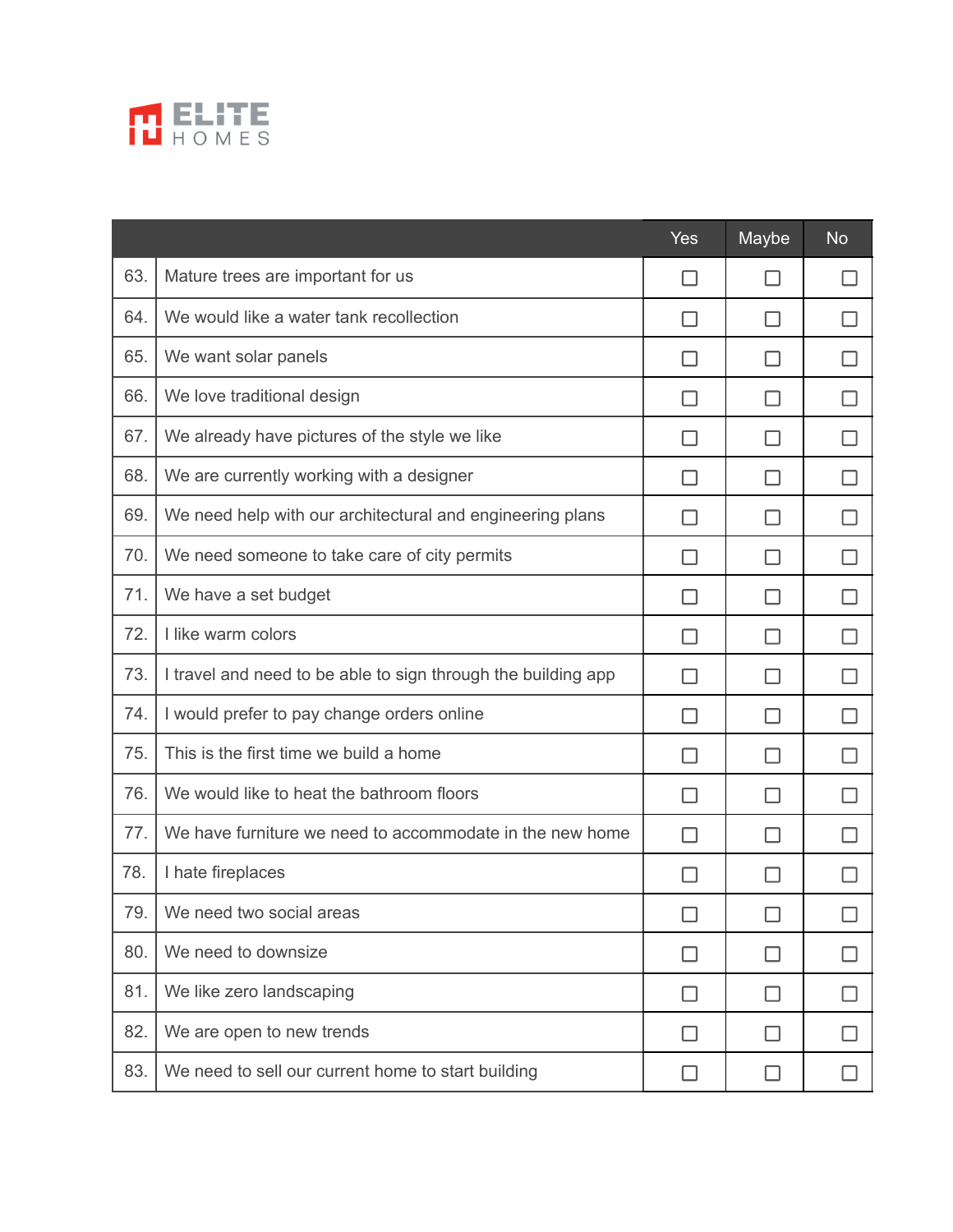ELITE HOMES

| | | Yes | Maybe | No |
|---|---|---|---|---|
| 63. | Mature trees are important for us | ☐ | ☐ | ☐ |
| 64. | We would like a water tank recollection | ☐ | ☐ | ☐ |
| 65. | We want solar panels | ☐ | ☐ | ☐ |
| 66. | We love traditional design | ☐ | ☐ | ☐ |
| 67. | We already have pictures of the style we like | ☐ | ☐ | ☐ |
| 68. | We are currently working with a designer | ☐ | ☐ | ☐ |
| 69. | We need help with our architectural and engineering plans | ☐ | ☐ | ☐ |
| 70. | We need someone to take care of city permits | ☐ | ☐ | ☐ |
| 71. | We have a set budget | ☐ | ☐ | ☐ |
| 72. | I like warm colors | ☐ | ☐ | ☐ |
| 73. | I travel and need to be able to sign through the building app | ☐ | ☐ | ☐ |
| 74. | I would prefer to pay change orders online | ☐ | ☐ | ☐ |
| 75. | This is the first time we build a home | ☐ | ☐ | ☐ |
| 76. | We would like to heat the bathroom floors | ☐ | ☐ | ☐ |
| 77. | We have furniture we need to accommodate in the new home | ☐ | ☐ | ☐ |
| 78. | I hate fireplaces | ☐ | ☐ | ☐ |
| 79. | We need two social areas | ☐ | ☐ | ☐ |
| 80. | We need to downsize | ☐ | ☐ | ☐ |
| 81. | We like zero landscaping | ☐ | ☐ | ☐ |
| 82. | We are open to new trends | ☐ | ☐ | ☐ |
| 83. | We need to sell our current home to start building | ☐ | ☐ | ☐ |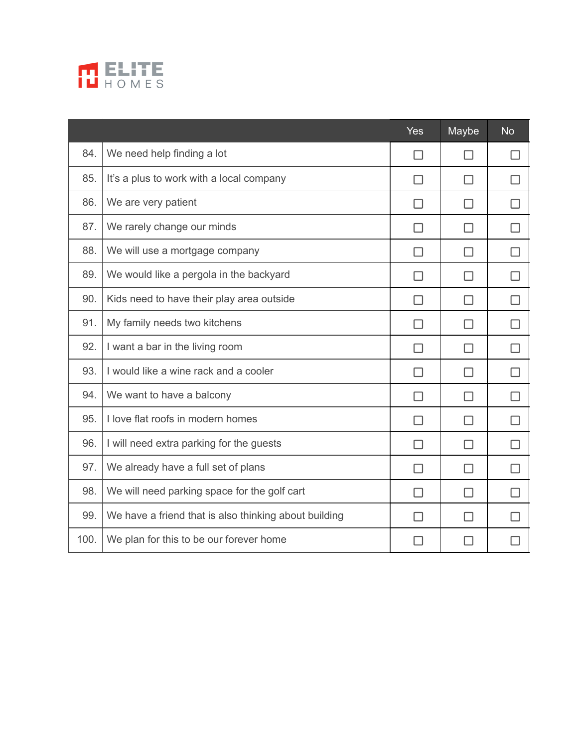ELITE HOMES

| | | Yes | Maybe | No |
|---|---|---|---|---|
| 84. | We need help finding a lot | ☐ | ☐ | ☐ |
| 85. | It's a plus to work with a local company | ☐ | ☐ | ☐ |
| 86. | We are very patient | ☐ | ☐ | ☐ |
| 87. | We rarely change our minds | ☐ | ☐ | ☐ |
| 88. | We will use a mortgage company | ☐ | ☐ | ☐ |
| 89. | We would like a pergola in the backyard | ☐ | ☐ | ☐ |
| 90. | Kids need to have their play area outside | ☐ | ☐ | ☐ |
| 91. | My family needs two kitchens | ☐ | ☐ | ☐ |
| 92. | I want a bar in the living room | ☐ | ☐ | ☐ |
| 93. | I would like a wine rack and a cooler | ☐ | ☐ | ☐ |
| 94. | We want to have a balcony | ☐ | ☐ | ☐ |
| 95. | I love flat roofs in modern homes | ☐ | ☐ | ☐ |
| 96. | I will need extra parking for the guests | ☐ | ☐ | ☐ |
| 97. | We already have a full set of plans | ☐ | ☐ | ☐ |
| 98. | We will need parking space for the golf cart | ☐ | ☐ | ☐ |
| 99. | We have a friend that is also thinking about building | ☐ | ☐ | ☐ |
| 100. | We plan for this to be our forever home | ☐ | ☐ | ☐ |